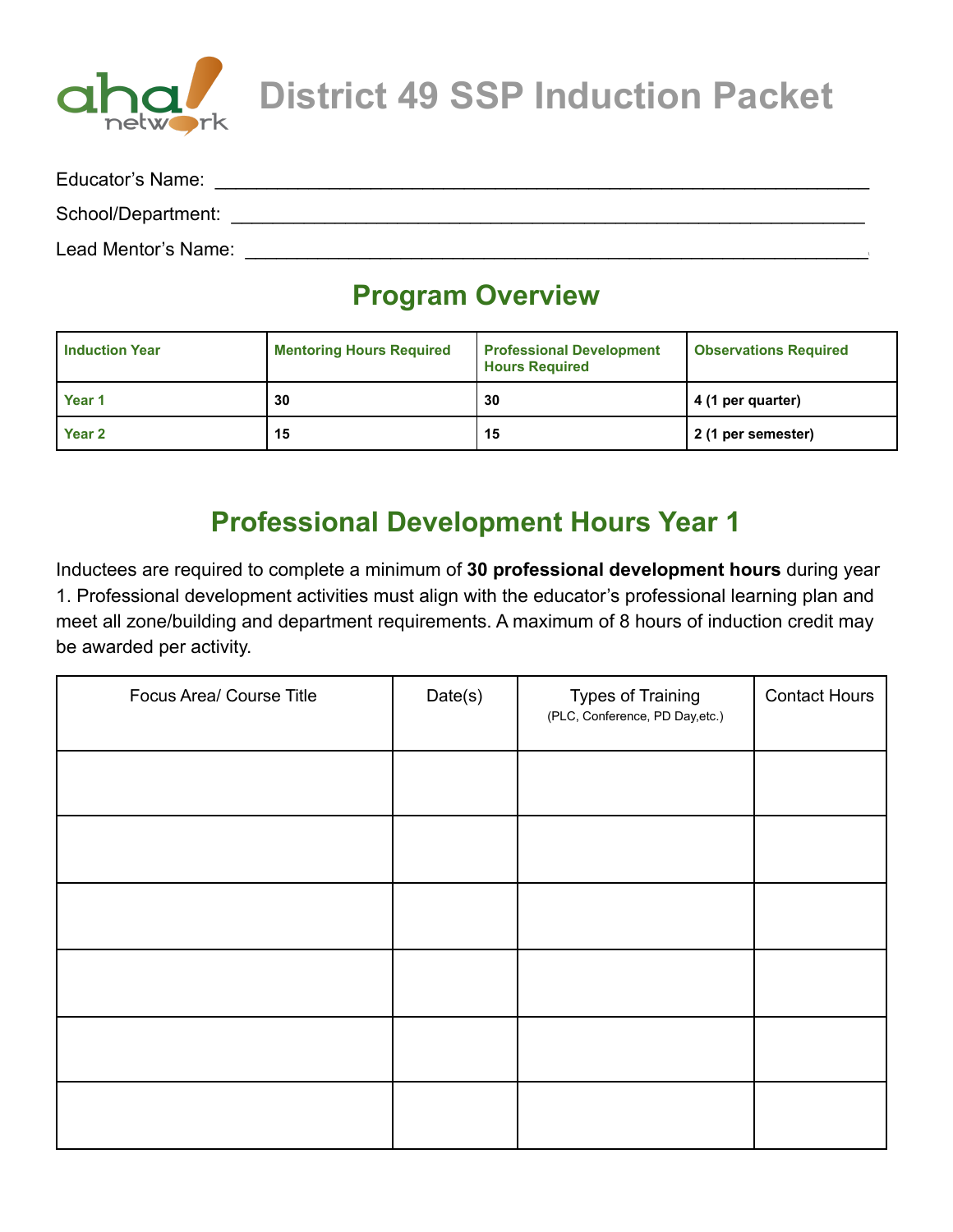# District 49 SSP Induction Packet

Educator's Name: ___________________________________________________________

School/Department: _________________________________________________________

Lead Mentor's Name: ________________________________________________________

## Program Overview

| Induction Year | Mentoring Hours Required | Professional Development Hours Required | Observations Required |
|---|---|---|---|
| Year 1 | 30 | 30 | 4 (1 per quarter) |
| Year 2 | 15 | 15 | 2 (1 per semester) |

## Professional Development Hours Year 1

Inductees are required to complete a minimum of **30 professional development hours** during year 1. Professional development activities must align with the educator's professional learning plan and meet all zone/building and department requirements. A maximum of 8 hours of induction credit may be awarded per activity.

| Focus Area/ Course Title | Date(s) | Types of Training (PLC, Conference, PD Day,etc.) | Contact Hours |
|---|---|---|---|
| | | | |
| | | | |
| | | | |
| | | | |
| | | | |
| | | | |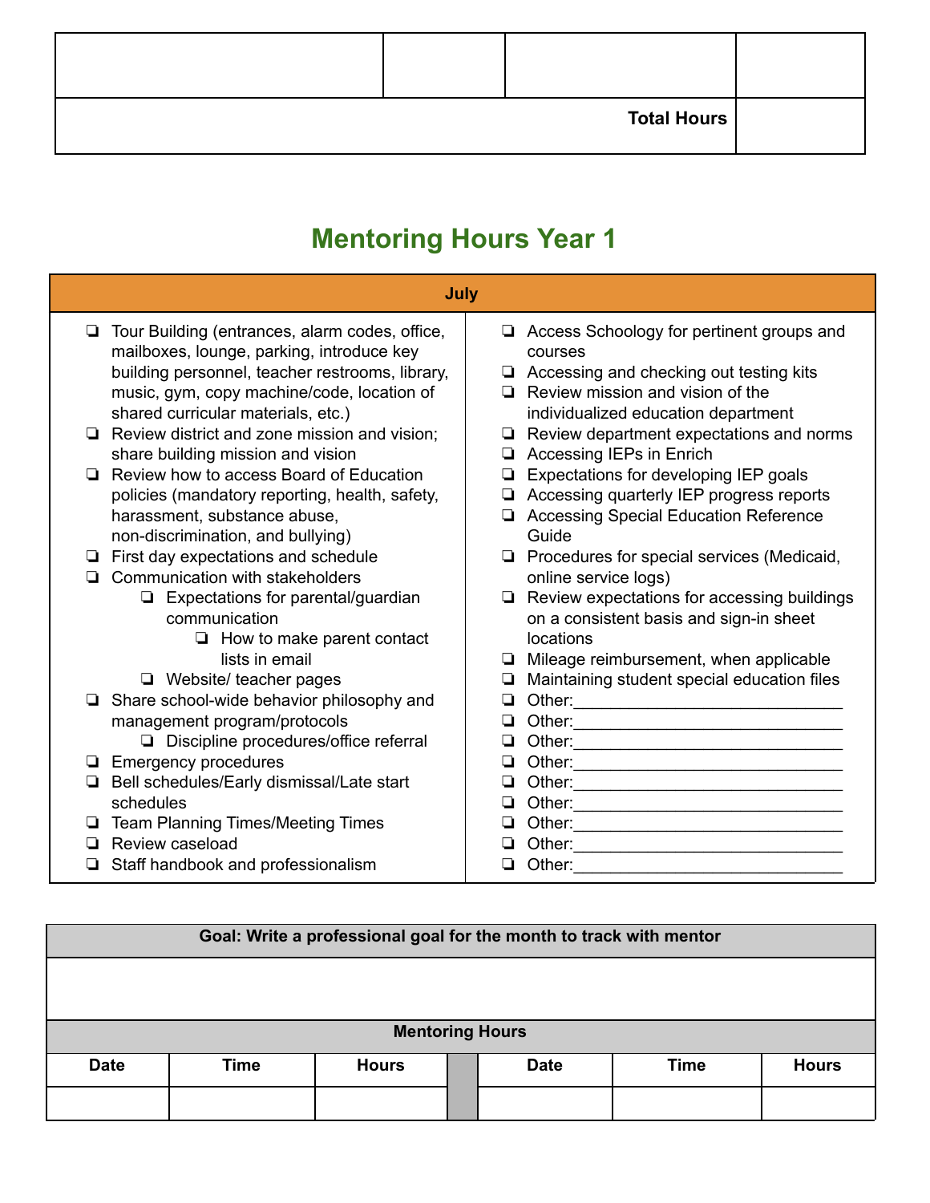| | | | |
|---|---|---|---|
| | | | |
| | | **Total Hours** | |

## Mentoring Hours Year 1

| **July** |
|---|

- ❏ Tour Building (entrances, alarm codes, office, mailboxes, lounge, parking, introduce key building personnel, teacher restrooms, library, music, gym, copy machine/code, location of shared curricular materials, etc.)
- ❏ Review district and zone mission and vision; share building mission and vision
- ❏ Review how to access Board of Education policies (mandatory reporting, health, safety, harassment, substance abuse, non-discrimination, and bullying)
- ❏ First day expectations and schedule
- ❏ Communication with stakeholders
  - ❏ Expectations for parental/guardian communication
    - ❏ How to make parent contact lists in email
  - ❏ Website/ teacher pages
- ❏ Share school-wide behavior philosophy and management program/protocols
  - ❏ Discipline procedures/office referral
- ❏ Emergency procedures
- ❏ Bell schedules/Early dismissal/Late start schedules
- ❏ Team Planning Times/Meeting Times
- ❏ Review caseload
- ❏ Staff handbook and professionalism
- ❏ Access Schoology for pertinent groups and courses
- ❏ Accessing and checking out testing kits
- ❏ Review mission and vision of the individualized education department
- ❏ Review department expectations and norms
- ❏ Accessing IEPs in Enrich
- ❏ Expectations for developing IEP goals
- ❏ Accessing quarterly IEP progress reports
- ❏ Accessing Special Education Reference Guide
- ❏ Procedures for special services (Medicaid, online service logs)
- ❏ Review expectations for accessing buildings on a consistent basis and sign-in sheet locations
- ❏ Mileage reimbursement, when applicable
- ❏ Maintaining student special education files
- ❏ Other:______________________________
- ❏ Other:______________________________
- ❏ Other:______________________________
- ❏ Other:______________________________
- ❏ Other:______________________________
- ❏ Other:______________________________
- ❏ Other:______________________________
- ❏ Other:______________________________
- ❏ Other:______________________________

| **Goal: Write a professional goal for the month to track with mentor** | | | | | | |
|---|---|---|---|---|---|---|
| | | | | | | |
| **Mentoring Hours** | | | | | | |
| **Date** | **Time** | **Hours** | | **Date** | **Time** | **Hours** |
| | | | | | | |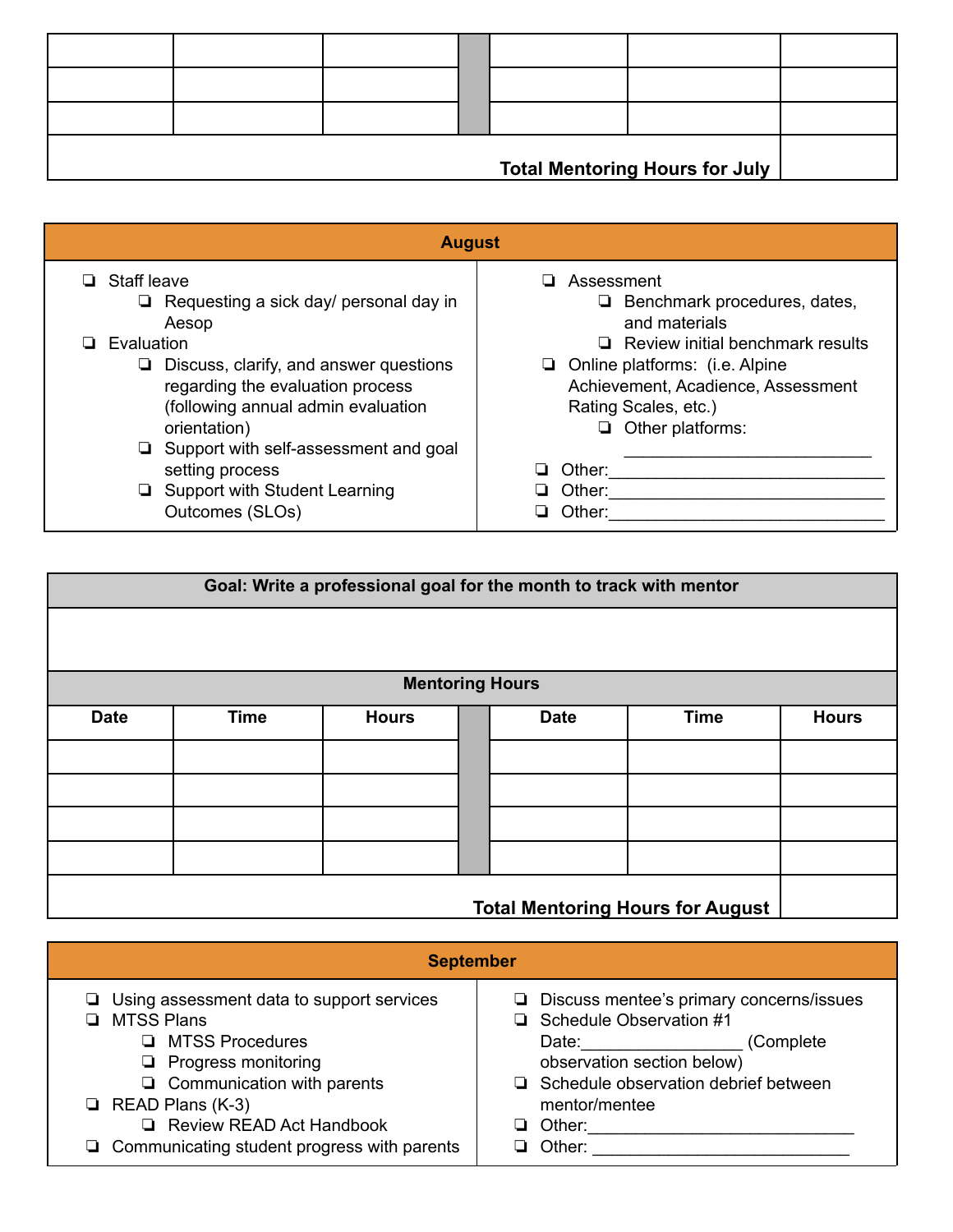| | | | | | |
|---|---|---|---|---|---|
| | | | | | |
| | | | | | |
| | | | | | |
| **Total Mentoring Hours for July** | | | | | |

## August

- ❏ Staff leave
  - ❏ Requesting a sick day/ personal day in Aesop
- ❏ Evaluation
  - ❏ Discuss, clarify, and answer questions regarding the evaluation process (following annual admin evaluation orientation)
  - ❏ Support with self-assessment and goal setting process
  - ❏ Support with Student Learning Outcomes (SLOs)
- ❏ Assessment
  - ❏ Benchmark procedures, dates, and materials
  - ❏ Review initial benchmark results
- ❏ Online platforms: (i.e. Alpine Achievement, Acadience, Assessment Rating Scales, etc.)
  - ❏ Other platforms: ___________________________
- ❏ Other:______________________________
- ❏ Other:______________________________
- ❏ Other:______________________________

**Goal: Write a professional goal for the month to track with mentor**

&nbsp;

**Mentoring Hours**

| Date | Time | Hours | | Date | Time | Hours |
|---|---|---|---|---|---|---|
| | | | | | | |
| | | | | | | |
| | | | | | | |
| | | | | | | |
| **Total Mentoring Hours for August** | | | | | | |

## September

- ❏ Using assessment data to support services
- ❏ MTSS Plans
  - ❏ MTSS Procedures
  - ❏ Progress monitoring
  - ❏ Communication with parents
- ❏ READ Plans (K-3)
  - ❏ Review READ Act Handbook
- ❏ Communicating student progress with parents
- ❏ Discuss mentee's primary concerns/issues
- ❏ Schedule Observation #1 Date:_________________ (Complete observation section below)
- ❏ Schedule observation debrief between mentor/mentee
- ❏ Other:_____________________________
- ❏ Other: ____________________________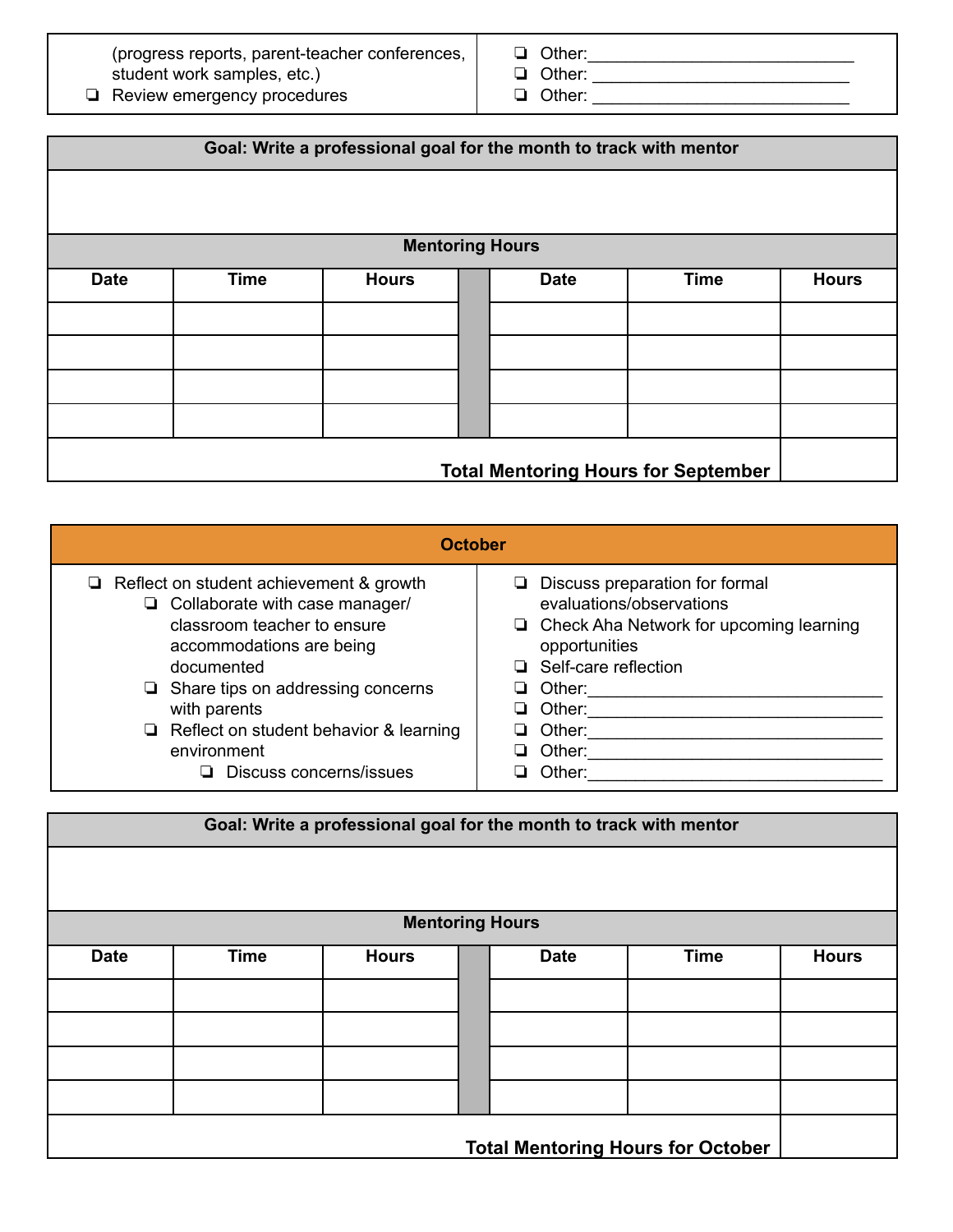| | |
|---|---|
| (progress reports, parent-teacher conferences, student work samples, etc.)<br>❏ Review emergency procedures | ❏ Other:____________________________<br>❏ Other: ___________________________<br>❏ Other: ___________________________ |

| Goal: Write a professional goal for the month to track with mentor |
|---|
| |

**Mentoring Hours**

| Date | Time | Hours | | Date | Time | Hours |
|---|---|---|---|---|---|---|
| | | | | | | |
| | | | | | | |
| | | | | | | |
| | | | | | | |
| | | | | | **Total Mentoring Hours for September** | |

## October

| | |
|---|---|
| ❏ Reflect on student achievement & growth<br>&nbsp;&nbsp;&nbsp;&nbsp;❏ Collaborate with case manager/ classroom teacher to ensure accommodations are being documented<br>&nbsp;&nbsp;&nbsp;&nbsp;❏ Share tips on addressing concerns with parents<br>&nbsp;&nbsp;&nbsp;&nbsp;❏ Reflect on student behavior & learning environment<br>&nbsp;&nbsp;&nbsp;&nbsp;&nbsp;&nbsp;&nbsp;&nbsp;❏ Discuss concerns/issues | ❏ Discuss preparation for formal evaluations/observations<br>❏ Check Aha Network for upcoming learning opportunities<br>❏ Self-care reflection<br>❏ Other:_______________________________<br>❏ Other:_______________________________<br>❏ Other:_______________________________<br>❏ Other:_______________________________<br>❏ Other:_______________________________ |

| Goal: Write a professional goal for the month to track with mentor |
|---|
| |

**Mentoring Hours**

| Date | Time | Hours | | Date | Time | Hours |
|---|---|---|---|---|---|---|
| | | | | | | |
| | | | | | | |
| | | | | | | |
| | | | | | | |
| | | | | | **Total Mentoring Hours for October** | |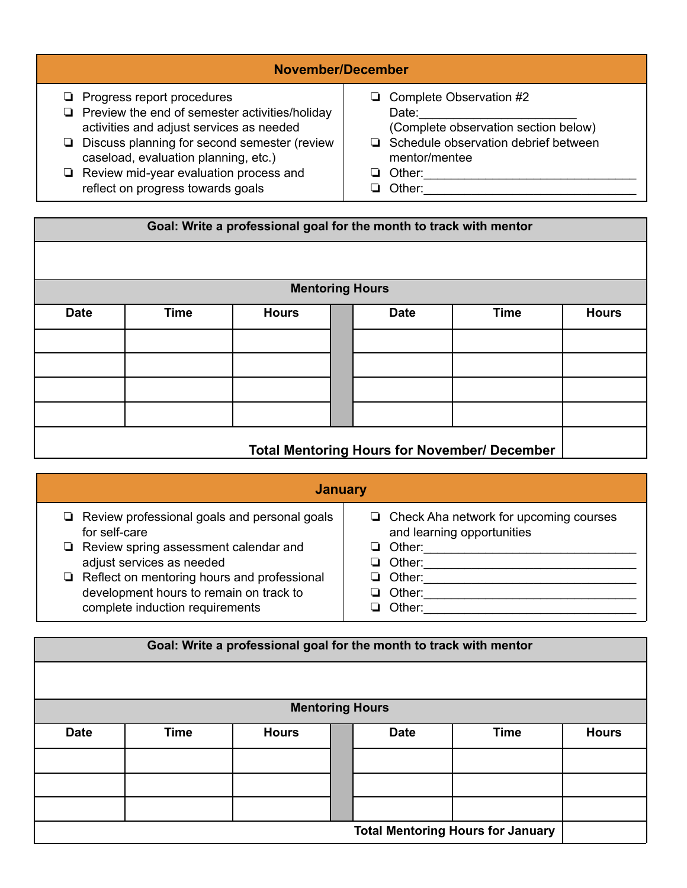## November/December

- ❏ Progress report procedures
- ❏ Preview the end of semester activities/holiday activities and adjust services as needed
- ❏ Discuss planning for second semester (review caseload, evaluation planning, etc.)
- ❏ Review mid-year evaluation process and reflect on progress towards goals
- ❏ Complete Observation #2 Date:_______________________ (Complete observation section below)
- ❏ Schedule observation debrief between mentor/mentee
- ❏ Other:_______________________________
- ❏ Other:_______________________________

**Goal: Write a professional goal for the month to track with mentor**

**Mentoring Hours**

| Date | Time | Hours | | Date | Time | Hours |
|---|---|---|---|---|---|---|
| | | | | | | |
| | | | | | | |
| | | | | | | |
| | | | | | | |
| **Total Mentoring Hours for November/ December** | | | | | | |

## January

- ❏ Review professional goals and personal goals for self-care
- ❏ Review spring assessment calendar and adjust services as needed
- ❏ Reflect on mentoring hours and professional development hours to remain on track to complete induction requirements
- ❏ Check Aha network for upcoming courses and learning opportunities
- ❏ Other:_______________________________
- ❏ Other:_______________________________
- ❏ Other:_______________________________
- ❏ Other:_______________________________
- ❏ Other:_______________________________

**Goal: Write a professional goal for the month to track with mentor**

**Mentoring Hours**

| Date | Time | Hours | | Date | Time | Hours |
|---|---|---|---|---|---|---|
| | | | | | | |
| | | | | | | |
| | | | | | | |
| **Total Mentoring Hours for January** | | | | | | |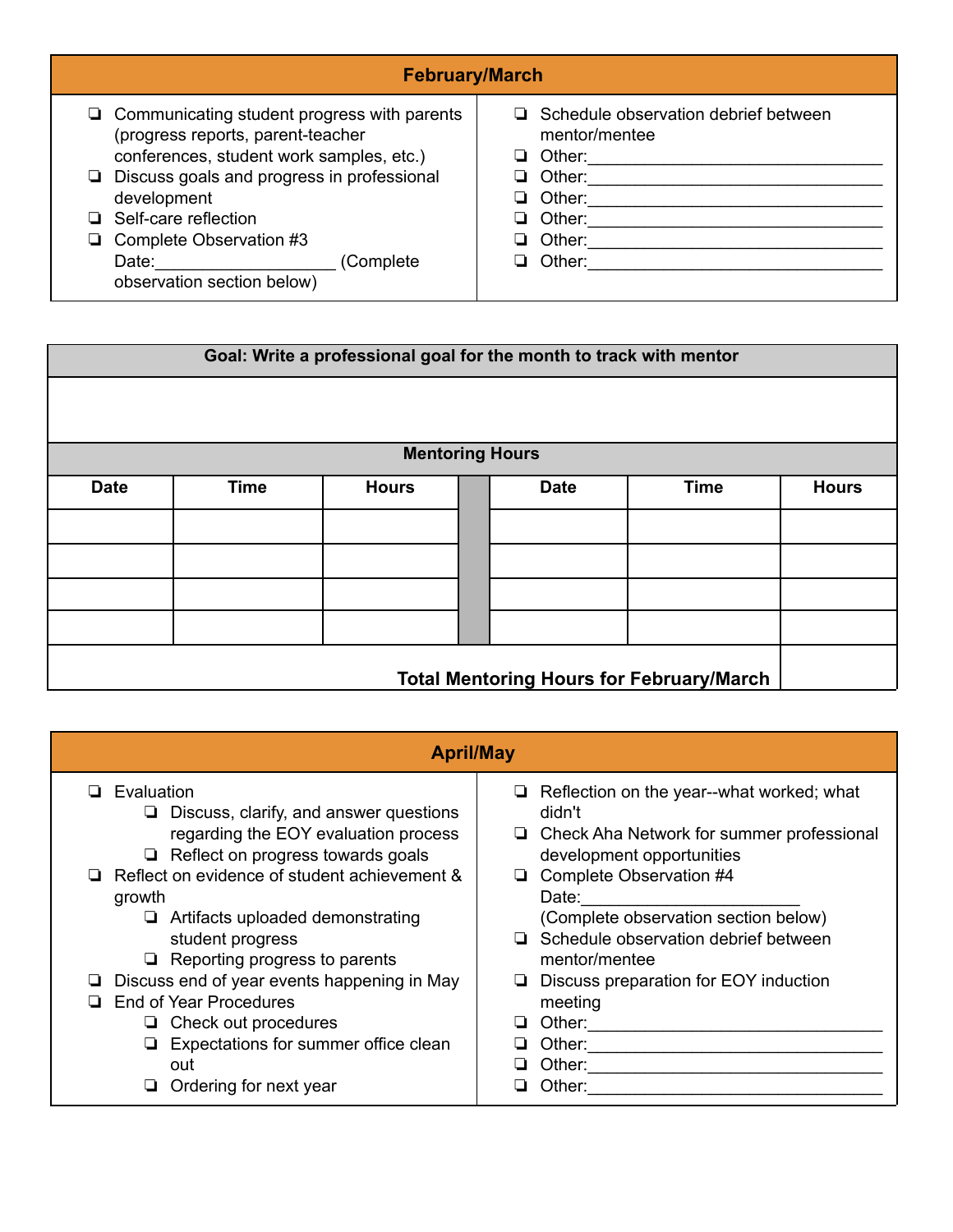## February/March

- ❏ Communicating student progress with parents (progress reports, parent-teacher conferences, student work samples, etc.)
- ❏ Discuss goals and progress in professional development
- ❏ Self-care reflection
- ❏ Complete Observation #3 Date:___________________ (Complete observation section below)
- ❏ Schedule observation debrief between mentor/mentee
- ❏ Other:______________________________
- ❏ Other:______________________________
- ❏ Other:______________________________
- ❏ Other:______________________________
- ❏ Other:______________________________
- ❏ Other:______________________________

**Goal: Write a professional goal for the month to track with mentor**

**Mentoring Hours**

| Date | Time | Hours | | Date | Time | Hours |
|---|---|---|---|---|---|---|
| | | | | | | |
| | | | | | | |
| | | | | | | |
| | | | | | | |
| | | | | | **Total Mentoring Hours for February/March** | |

## April/May

- ❏ Evaluation
  - ❏ Discuss, clarify, and answer questions regarding the EOY evaluation process
  - ❏ Reflect on progress towards goals
- ❏ Reflect on evidence of student achievement & growth
  - ❏ Artifacts uploaded demonstrating student progress
  - ❏ Reporting progress to parents
- ❏ Discuss end of year events happening in May
- ❏ End of Year Procedures
  - ❏ Check out procedures
  - ❏ Expectations for summer office clean out
  - ❏ Ordering for next year
- ❏ Reflection on the year--what worked; what didn't
- ❏ Check Aha Network for summer professional development opportunities
- ❏ Complete Observation #4 Date:______________________ (Complete observation section below)
- ❏ Schedule observation debrief between mentor/mentee
- ❏ Discuss preparation for EOY induction meeting
- ❏ Other:______________________________
- ❏ Other:______________________________
- ❏ Other:______________________________
- ❏ Other:______________________________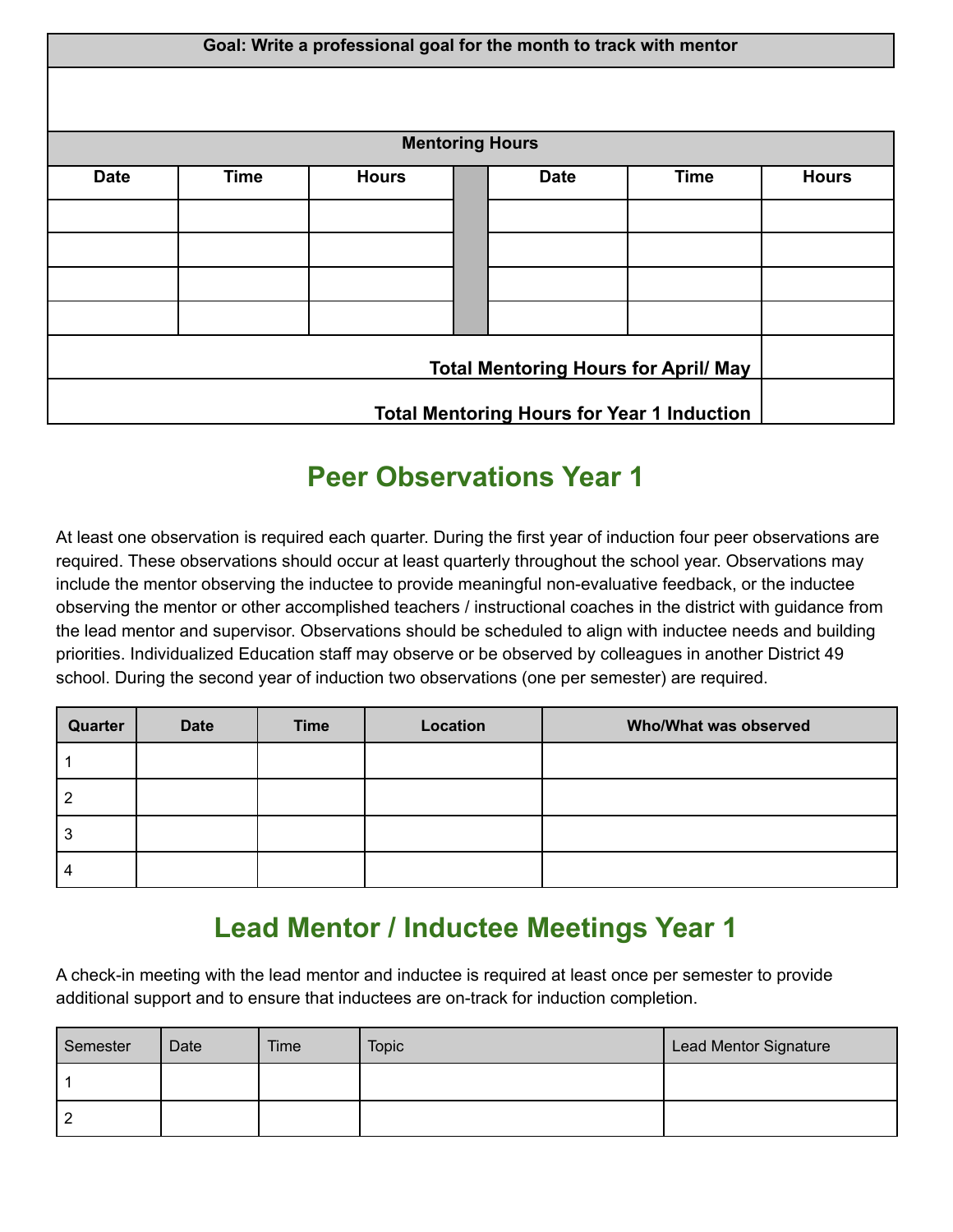| Goal: Write a professional goal for the month to track with mentor |
|---|
| |

| Mentoring Hours | | | | | | |
|---|---|---|---|---|---|---|
| Date | Time | Hours | | Date | Time | Hours |
| | | | | | | |
| | | | | | | |
| | | | | | | |
| | | | | | | |
| | | | | | **Total Mentoring Hours for April/ May** | |
| | | | | | **Total Mentoring Hours for Year 1 Induction** | |

## Peer Observations Year 1

At least one observation is required each quarter. During the first year of induction four peer observations are required. These observations should occur at least quarterly throughout the school year. Observations may include the mentor observing the inductee to provide meaningful non-evaluative feedback, or the inductee observing the mentor or other accomplished teachers / instructional coaches in the district with guidance from the lead mentor and supervisor. Observations should be scheduled to align with inductee needs and building priorities. Individualized Education staff may observe or be observed by colleagues in another District 49 school. During the second year of induction two observations (one per semester) are required.

| Quarter | Date | Time | Location | Who/What was observed |
|---|---|---|---|---|
| 1 | | | | |
| 2 | | | | |
| 3 | | | | |
| 4 | | | | |

## Lead Mentor / Inductee Meetings Year 1

A check-in meeting with the lead mentor and inductee is required at least once per semester to provide additional support and to ensure that inductees are on-track for induction completion.

| Semester | Date | Time | Topic | Lead Mentor Signature |
|---|---|---|---|---|
| 1 | | | | |
| 2 | | | | |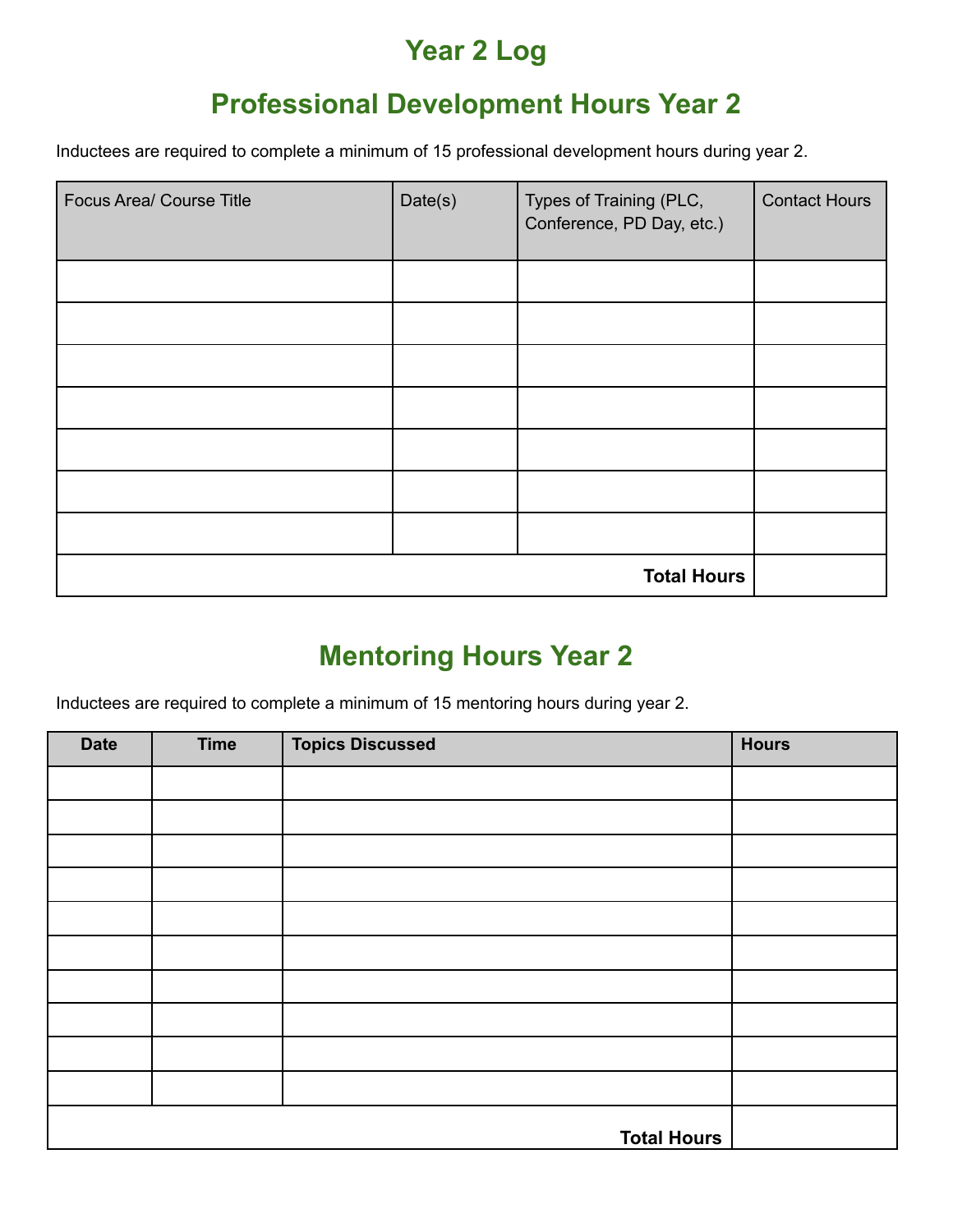# Year 2 Log

## Professional Development Hours Year 2

Inductees are required to complete a minimum of 15 professional development hours during year 2.

| Focus Area/ Course Title | Date(s) | Types of Training (PLC, Conference, PD Day, etc.) | Contact Hours |
| --- | --- | --- | --- |
| | | | |
| | | | |
| | | | |
| | | | |
| | | | |
| | | | |
| | | | |
| | | **Total Hours** | |

## Mentoring Hours Year 2

Inductees are required to complete a minimum of 15 mentoring hours during year 2.

| Date | Time | Topics Discussed | Hours |
| --- | --- | --- | --- |
| | | | |
| | | | |
| | | | |
| | | | |
| | | | |
| | | | |
| | | | |
| | | | |
| | | | |
| | | | |
| | | **Total Hours** | |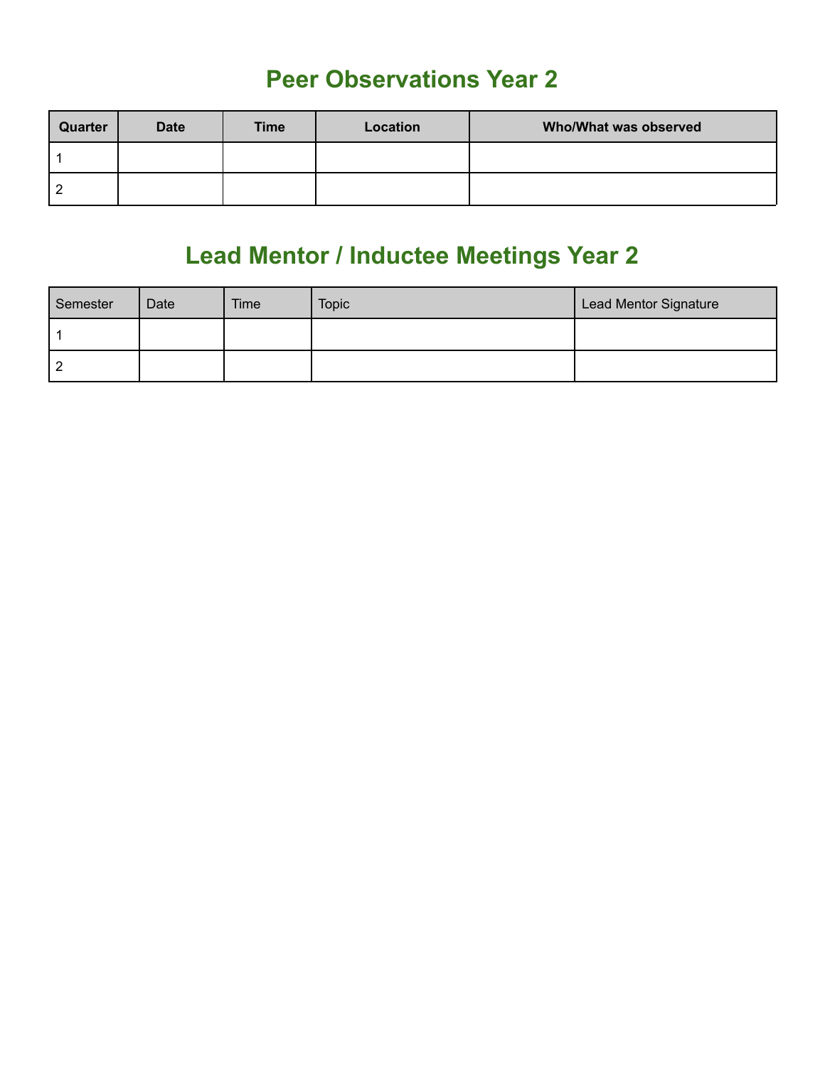# Peer Observations Year 2

| **Quarter** | **Date** | **Time** | **Location** | **Who/What was observed** |
|---|---|---|---|---|
| 1 | | | | |
| 2 | | | | |

# Lead Mentor / Inductee Meetings Year 2

| Semester | Date | Time | Topic | Lead Mentor Signature |
|---|---|---|---|---|
| 1 | | | | |
| 2 | | | | |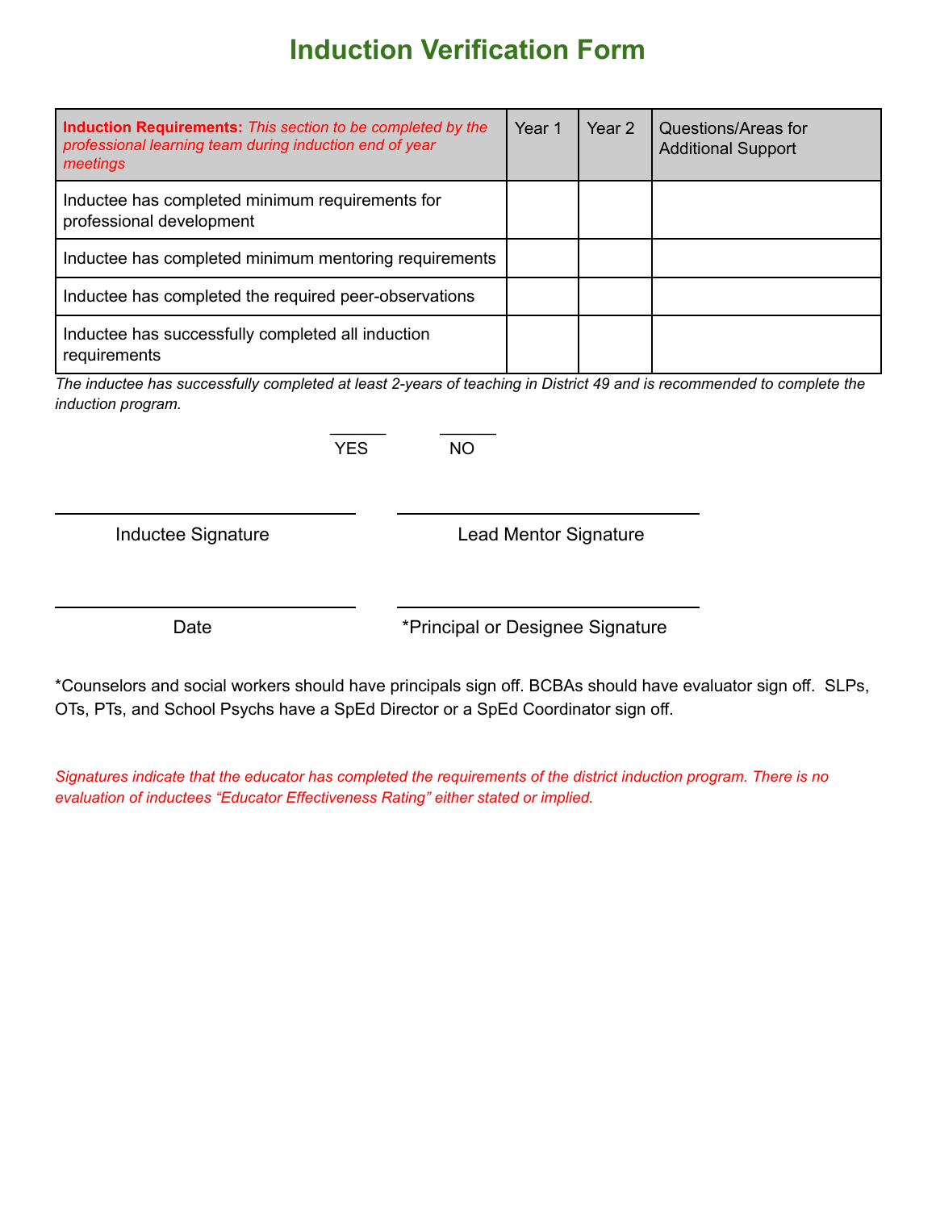# Induction Verification Form

| **Induction Requirements:** *This section to be completed by the professional learning team during induction end of year meetings* | Year 1 | Year 2 | Questions/Areas for Additional Support |
|---|---|---|---|
| Inductee has completed minimum requirements for professional development | | | |
| Inductee has completed minimum mentoring requirements | | | |
| Inductee has completed the required peer-observations | | | |
| Inductee has successfully completed all induction requirements | | | |

*The inductee has successfully completed at least 2-years of teaching in District 49 and is recommended to complete the induction program.*

______ YES ______ NO

______________________ Inductee Signature

______________________ Lead Mentor Signature

______________________ Date

______________________ *Principal or Designee Signature

*Counselors and social workers should have principals sign off. BCBAs should have evaluator sign off. SLPs, OTs, PTs, and School Psychs have a SpEd Director or a SpEd Coordinator sign off.

*Signatures indicate that the educator has completed the requirements of the district induction program. There is no evaluation of inductees "Educator Effectiveness Rating" either stated or implied.*